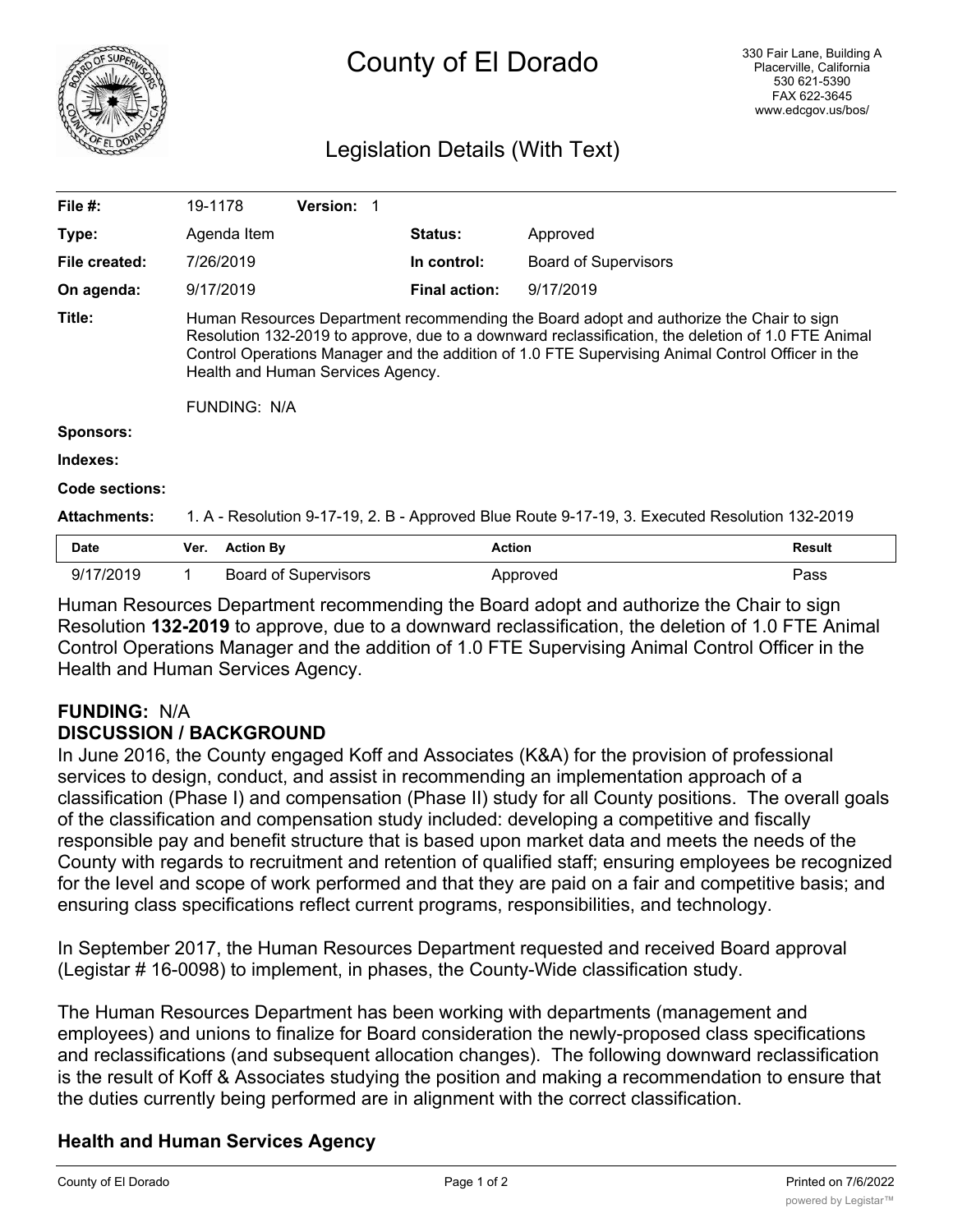# County of El Dorado

330 Fair Lane, Building A
Placerville, California
530 621-5390
FAX 622-3645
www.edcgov.us/bos/

## Legislation Details (With Text)

| | | | |
|---|---|---|---|
| **File #:** | 19-1178 **Version:** 1 | | |
| **Type:** | Agenda Item | **Status:** | Approved |
| **File created:** | 7/26/2019 | **In control:** | Board of Supervisors |
| **On agenda:** | 9/17/2019 | **Final action:** | 9/17/2019 |

**Title:** Human Resources Department recommending the Board adopt and authorize the Chair to sign Resolution 132-2019 to approve, due to a downward reclassification, the deletion of 1.0 FTE Animal Control Operations Manager and the addition of 1.0 FTE Supervising Animal Control Officer in the Health and Human Services Agency.

FUNDING: N/A

**Sponsors:**

**Indexes:**

**Code sections:**

**Attachments:** 1. A - Resolution 9-17-19, 2. B - Approved Blue Route 9-17-19, 3. Executed Resolution 132-2019

| Date | Ver. | Action By | Action | Result |
|---|---|---|---|---|
| 9/17/2019 | 1 | Board of Supervisors | Approved | Pass |

Human Resources Department recommending the Board adopt and authorize the Chair to sign Resolution **132-2019** to approve, due to a downward reclassification, the deletion of 1.0 FTE Animal Control Operations Manager and the addition of 1.0 FTE Supervising Animal Control Officer in the Health and Human Services Agency.

**FUNDING:** N/A

**DISCUSSION / BACKGROUND**

In June 2016, the County engaged Koff and Associates (K&A) for the provision of professional services to design, conduct, and assist in recommending an implementation approach of a classification (Phase I) and compensation (Phase II) study for all County positions. The overall goals of the classification and compensation study included: developing a competitive and fiscally responsible pay and benefit structure that is based upon market data and meets the needs of the County with regards to recruitment and retention of qualified staff; ensuring employees be recognized for the level and scope of work performed and that they are paid on a fair and competitive basis; and ensuring class specifications reflect current programs, responsibilities, and technology.

In September 2017, the Human Resources Department requested and received Board approval (Legistar # 16-0098) to implement, in phases, the County-Wide classification study.

The Human Resources Department has been working with departments (management and employees) and unions to finalize for Board consideration the newly-proposed class specifications and reclassifications (and subsequent allocation changes). The following downward reclassification is the result of Koff & Associates studying the position and making a recommendation to ensure that the duties currently being performed are in alignment with the correct classification.

**Health and Human Services Agency**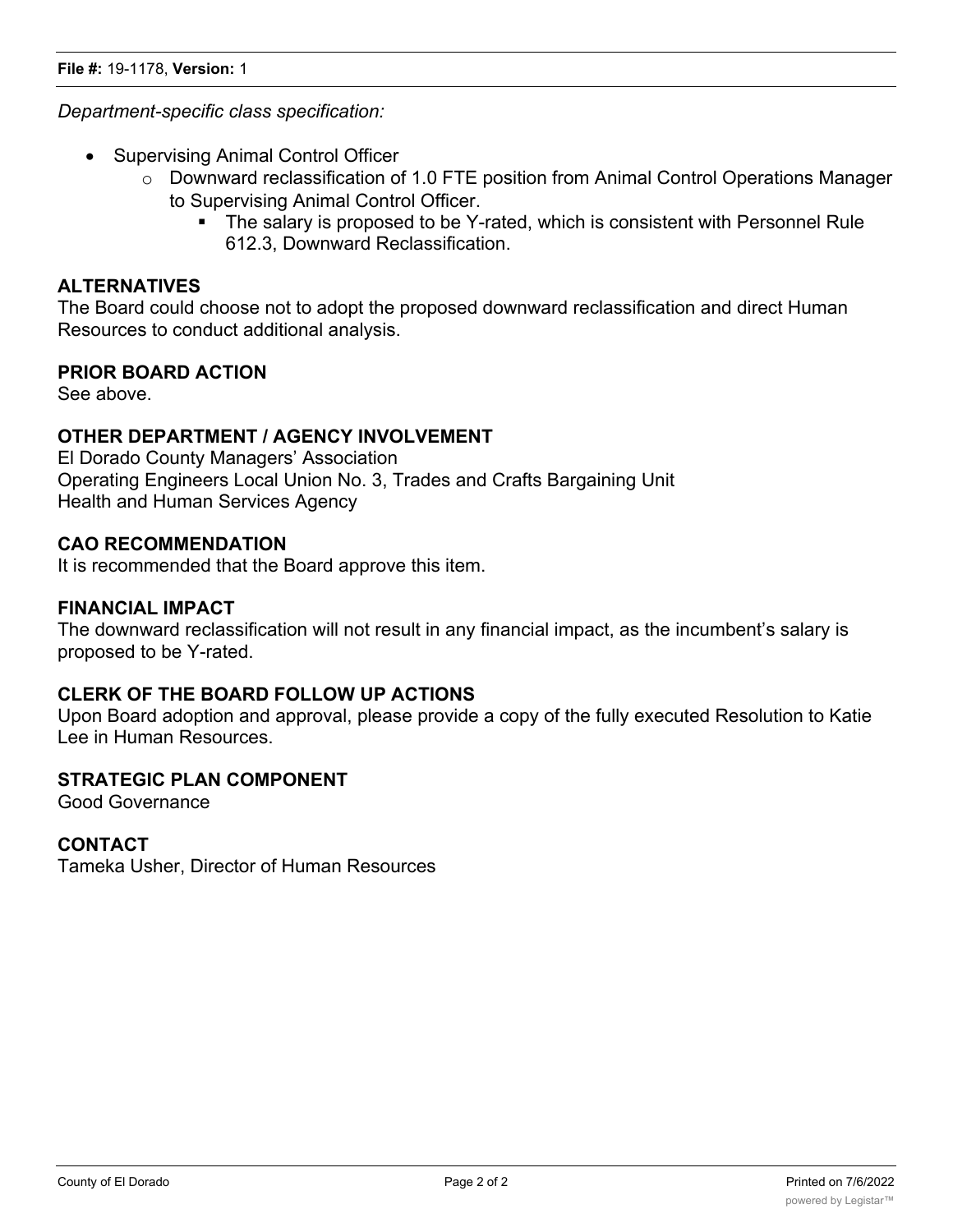*Department-specific class specification:*

- Supervising Animal Control Officer
  - Downward reclassification of 1.0 FTE position from Animal Control Operations Manager to Supervising Animal Control Officer.
    - The salary is proposed to be Y-rated, which is consistent with Personnel Rule 612.3, Downward Reclassification.

## ALTERNATIVES

The Board could choose not to adopt the proposed downward reclassification and direct Human Resources to conduct additional analysis.

## PRIOR BOARD ACTION

See above.

## OTHER DEPARTMENT / AGENCY INVOLVEMENT

El Dorado County Managers' Association
Operating Engineers Local Union No. 3, Trades and Crafts Bargaining Unit
Health and Human Services Agency

## CAO RECOMMENDATION

It is recommended that the Board approve this item.

## FINANCIAL IMPACT

The downward reclassification will not result in any financial impact, as the incumbent's salary is proposed to be Y-rated.

## CLERK OF THE BOARD FOLLOW UP ACTIONS

Upon Board adoption and approval, please provide a copy of the fully executed Resolution to Katie Lee in Human Resources.

## STRATEGIC PLAN COMPONENT

Good Governance

## CONTACT

Tameka Usher, Director of Human Resources